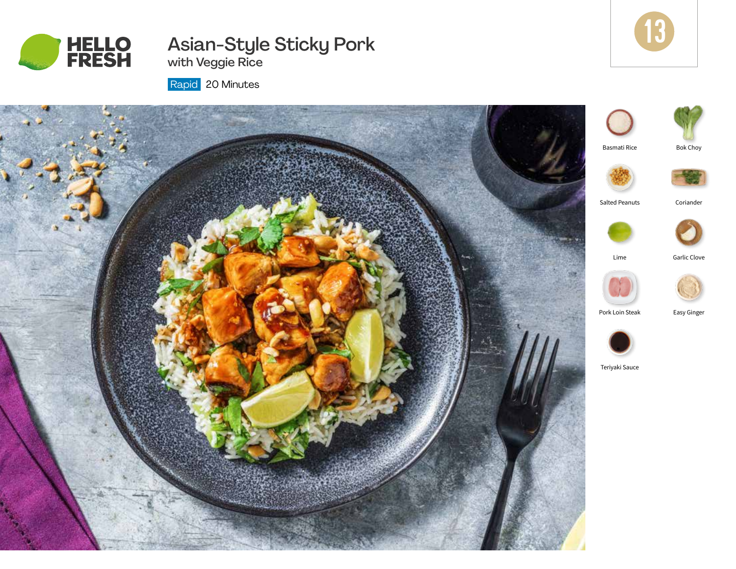HELLO FRESH

# Asian-Style Sticky Pork

## with Veggie Rice

Rapid 20 Minutes

13

- Basmati Rice
- Bok Choy
- Salted Peanuts
- Coriander
- Lime
- Garlic Clove
- Pork Loin Steak
- Easy Ginger
- Teriyaki Sauce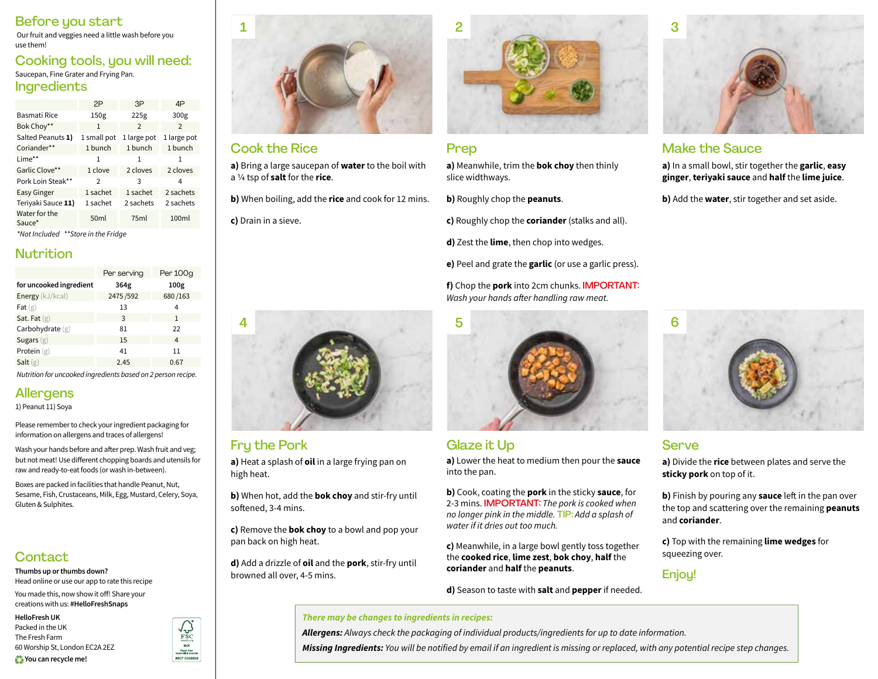## Before you start

Our fruit and veggies need a little wash before you use them!

## Cooking tools, you will need:

Saucepan, Fine Grater and Frying Pan.

## Ingredients

| | 2P | 3P | 4P |
|---|---|---|---|
| Basmati Rice | 150g | 225g | 300g |
| Bok Choy** | 1 | 2 | 2 |
| Salted Peanuts **1)** | 1 small pot | 1 large pot | 1 large pot |
| Coriander** | 1 bunch | 1 bunch | 1 bunch |
| Lime** | 1 | 1 | 1 |
| Garlic Clove** | 1 clove | 2 cloves | 2 cloves |
| Pork Loin Steak** | 2 | 3 | 4 |
| Easy Ginger | 1 sachet | 1 sachet | 2 sachets |
| Teriyaki Sauce **11)** | 1 sachet | 2 sachets | 2 sachets |
| Water for the Sauce* | 50ml | 75ml | 100ml |

*\*Not Included \*\*Store in the Fridge*

## Nutrition

| | Per serving | Per 100g |
|---|---|---|
| **for uncooked ingredient** | **364g** | **100g** |
| Energy (kJ/kcal) | 2475 /592 | 680 /163 |
| Fat (g) | 13 | 4 |
| Sat. Fat (g) | 3 | 1 |
| Carbohydrate (g) | 81 | 22 |
| Sugars (g) | 15 | 4 |
| Protein (g) | 41 | 11 |
| Salt (g) | 2.45 | 0.67 |

*Nutrition for uncooked ingredients based on 2 person recipe.*

## Allergens

1) Peanut 11) Soya

Please remember to check your ingredient packaging for information on allergens and traces of allergens!

Wash your hands before and after prep. Wash fruit and veg; but not meat! Use different chopping boards and utensils for raw and ready-to-eat foods (or wash in-between).

Boxes are packed in facilities that handle Peanut, Nut, Sesame, Fish, Crustaceans, Milk, Egg, Mustard, Celery, Soya, Gluten & Sulphites.

## Contact

**Thumbs up or thumbs down?**
Head online or use our app to rate this recipe

You made this, now show it off! Share your creations with us: **#HelloFreshSnaps**

**HelloFresh UK**
Packed in the UK
The Fresh Farm
60 Worship St, London EC2A 2EZ

**You can recycle me!**

## 1 Cook the Rice

**a)** Bring a large saucepan of **water** to the boil with a ¼ tsp of **salt** for the **rice**.

**b)** When boiling, add the **rice** and cook for 12 mins.

**c)** Drain in a sieve.

## 2 Prep

**a)** Meanwhile, trim the **bok choy** then thinly slice widthways.

**b)** Roughly chop the **peanuts**.

**c)** Roughly chop the **coriander** (stalks and all).

**d)** Zest the **lime**, then chop into wedges.

**e)** Peel and grate the **garlic** (or use a garlic press).

**f)** Chop the **pork** into 2cm chunks. IMPORTANT: *Wash your hands after handling raw meat.*

## 3 Make the Sauce

**a)** In a small bowl, stir together the **garlic**, **easy ginger**, **teriyaki sauce** and **half** the **lime juice**.

**b)** Add the **water**, stir together and set aside.

## 4 Fry the Pork

**a)** Heat a splash of **oil** in a large frying pan on high heat.

**b)** When hot, add the **bok choy** and stir-fry until softened, 3-4 mins.

**c)** Remove the **bok choy** to a bowl and pop your pan back on high heat.

**d)** Add a drizzle of **oil** and the **pork**, stir-fry until browned all over, 4-5 mins.

## 5 Glaze it Up

**a)** Lower the heat to medium then pour the **sauce** into the pan.

**b)** Cook, coating the **pork** in the sticky **sauce**, for 2-3 mins. IMPORTANT: *The pork is cooked when no longer pink in the middle.* TIP: *Add a splash of water if it dries out too much.*

**c)** Meanwhile, in a large bowl gently toss together the **cooked rice**, **lime zest**, **bok choy**, **half** the **coriander** and **half** the **peanuts**.

**d)** Season to taste with **salt** and **pepper** if needed.

## 6 Serve

**a)** Divide the **rice** between plates and serve the **sticky pork** on top of it.

**b)** Finish by pouring any **sauce** left in the pan over the top and scattering over the remaining **peanuts** and **coriander**.

**c)** Top with the remaining **lime wedges** for squeezing over.

**Enjoy!**

***There may be changes to ingredients in recipes:***

***Allergens:*** *Always check the packaging of individual products/ingredients for up to date information.*

***Missing Ingredients:*** *You will be notified by email if an ingredient is missing or replaced, with any potential recipe step changes.*